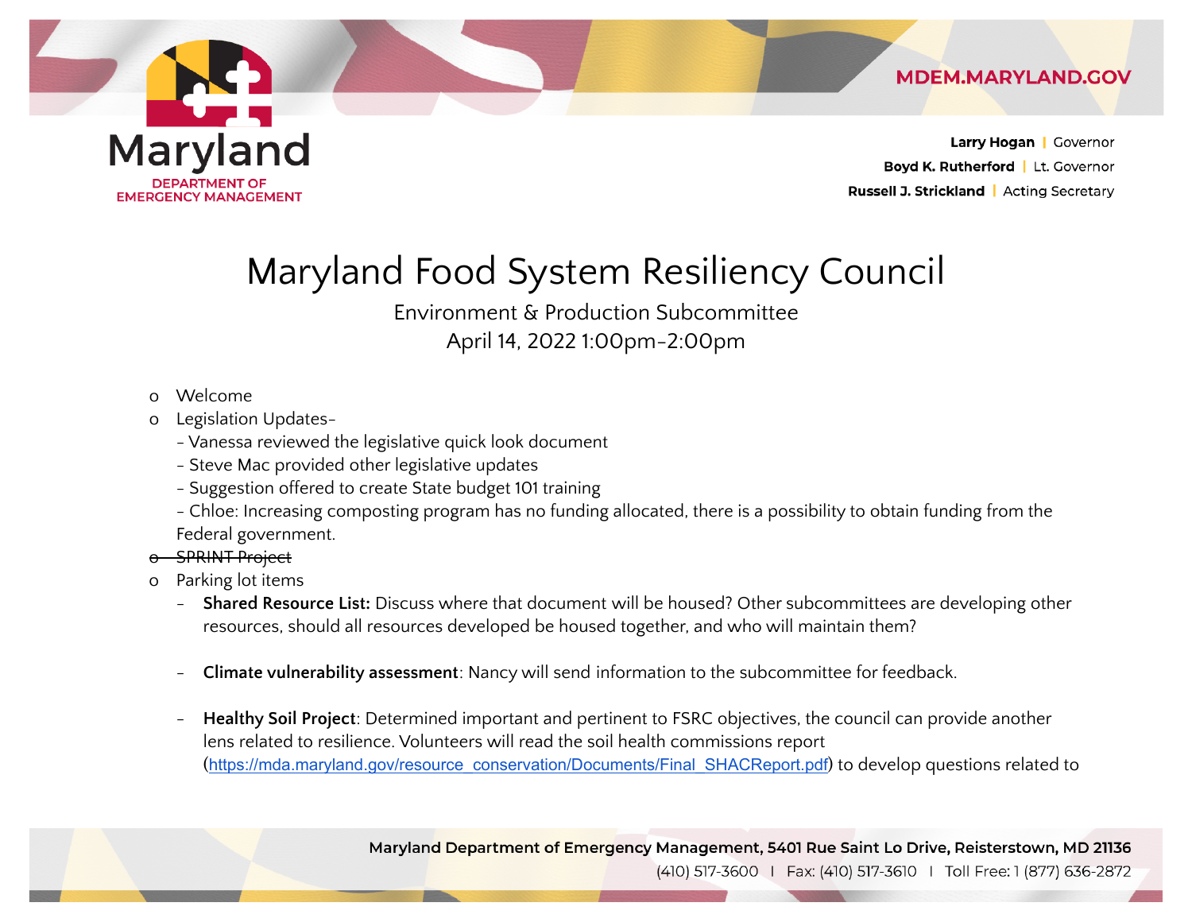Maryland
DEPARTMENT OF
EMERGENCY MANAGEMENT

MDEM.MARYLAND.GOV

**Larry Hogan** | Governor
**Boyd K. Rutherford** | Lt. Governor
**Russell J. Strickland** | Acting Secretary

# Maryland Food System Resiliency Council

Environment & Production Subcommittee
April 14, 2022 1:00pm-2:00pm

- Welcome
- Legislation Updates-
  - Vanessa reviewed the legislative quick look document
  - Steve Mac provided other legislative updates
  - Suggestion offered to create State budget 101 training
  - Chloe: Increasing composting program has no funding allocated, there is a possibility to obtain funding from the Federal government.
- ~~SPRINT Project~~
- Parking lot items
  - **Shared Resource List:** Discuss where that document will be housed? Other subcommittees are developing other resources, should all resources developed be housed together, and who will maintain them?
  - **Climate vulnerability assessment**: Nancy will send information to the subcommittee for feedback.
  - **Healthy Soil Project**: Determined important and pertinent to FSRC objectives, the council can provide another lens related to resilience. Volunteers will read the soil health commissions report (https://mda.maryland.gov/resource_conservation/Documents/Final_SHACReport.pdf) to develop questions related to

Maryland Department of Emergency Management, 5401 Rue Saint Lo Drive, Reisterstown, MD 21136
(410) 517-3600 | Fax: (410) 517-3610 | Toll Free: 1 (877) 636-2872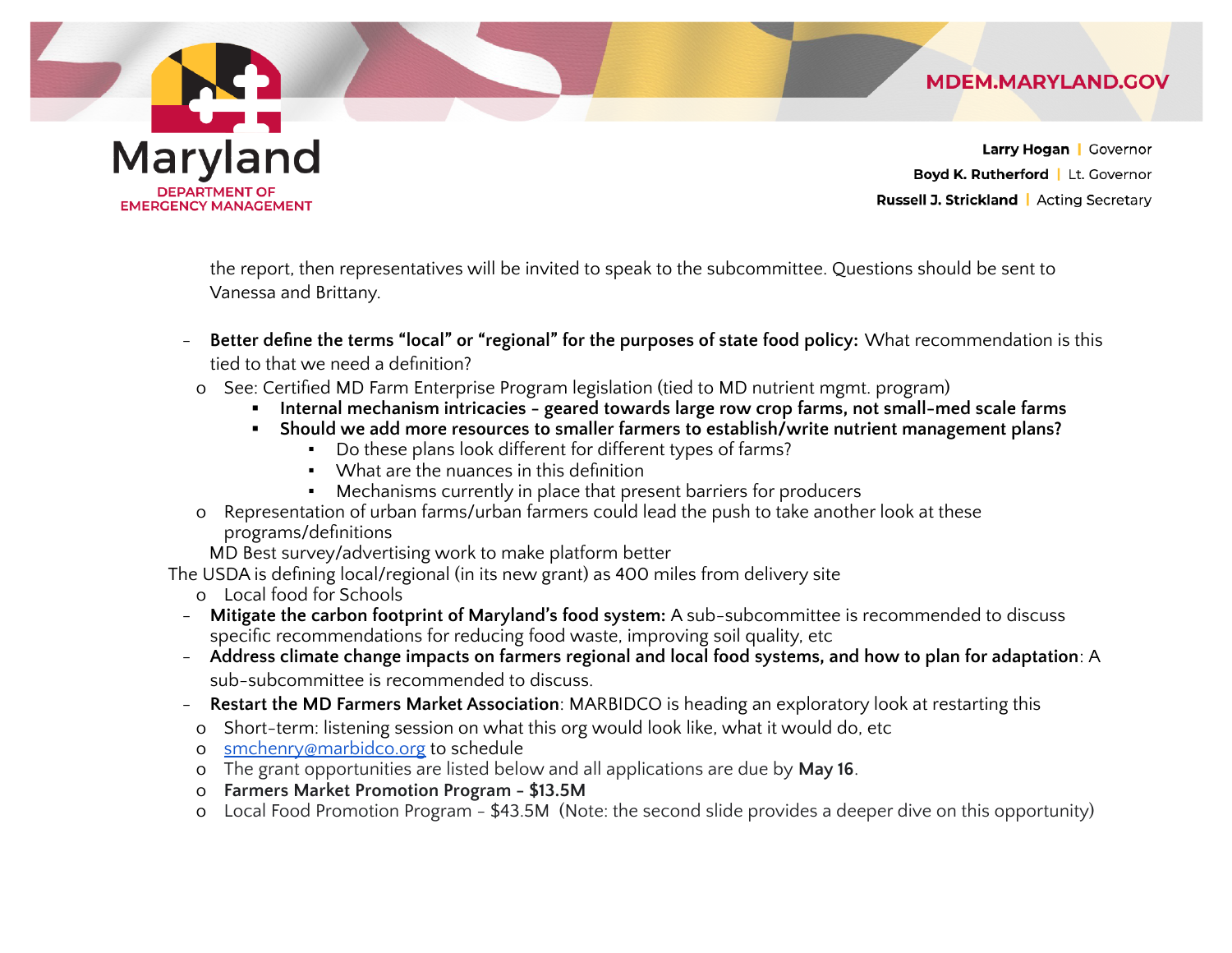the report, then representatives will be invited to speak to the subcommittee. Questions should be sent to Vanessa and Brittany.

- **Better define the terms "local" or "regional" for the purposes of state food policy:** What recommendation is this tied to that we need a definition?
  - See: Certified MD Farm Enterprise Program legislation (tied to MD nutrient mgmt. program)
    - **Internal mechanism intricacies - geared towards large row crop farms, not small-med scale farms**
    - **Should we add more resources to smaller farmers to establish/write nutrient management plans?**
      - Do these plans look different for different types of farms?
      - What are the nuances in this definition
      - Mechanisms currently in place that present barriers for producers
  - Representation of urban farms/urban farmers could lead the push to take another look at these programs/definitions

  MD Best survey/advertising work to make platform better

The USDA is defining local/regional (in its new grant) as 400 miles from delivery site

  - Local food for Schools

- **Mitigate the carbon footprint of Maryland's food system:** A sub-subcommittee is recommended to discuss specific recommendations for reducing food waste, improving soil quality, etc
- **Address climate change impacts on farmers regional and local food systems, and how to plan for adaptation**: A sub-subcommittee is recommended to discuss.
- **Restart the MD Farmers Market Association**: MARBIDCO is heading an exploratory look at restarting this
  - Short-term: listening session on what this org would look like, what it would do, etc
  - smchenry@marbidco.org to schedule
  - The grant opportunities are listed below and all applications are due by **May 16**.
  - **Farmers Market Promotion Program - $13.5M**
  - Local Food Promotion Program - $43.5M (Note: the second slide provides a deeper dive on this opportunity)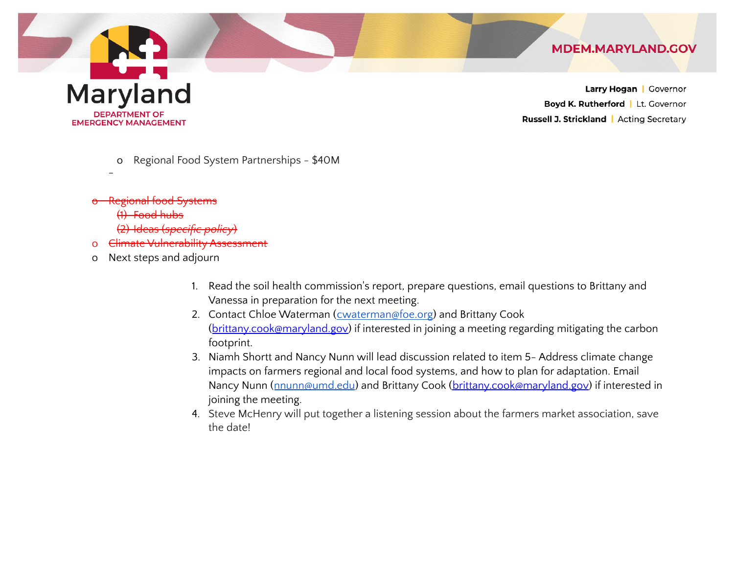- Regional Food System Partnerships – $40M

–

- ~~Regional food Systems~~
  - ~~(1) Food hubs~~
  - ~~(2) Ideas (*specific policy*)~~
- ~~Climate Vulnerability Assessment~~
- Next steps and adjourn

1. Read the soil health commission's report, prepare questions, email questions to Brittany and Vanessa in preparation for the next meeting.
2. Contact Chloe Waterman (cwaterman@foe.org) and Brittany Cook (brittany.cook@maryland.gov) if interested in joining a meeting regarding mitigating the carbon footprint.
3. Niamh Shortt and Nancy Nunn will lead discussion related to item 5– Address climate change impacts on farmers regional and local food systems, and how to plan for adaptation. Email Nancy Nunn (nnunn@umd.edu) and Brittany Cook (brittany.cook@maryland.gov) if interested in joining the meeting.
4. Steve McHenry will put together a listening session about the farmers market association, save the date!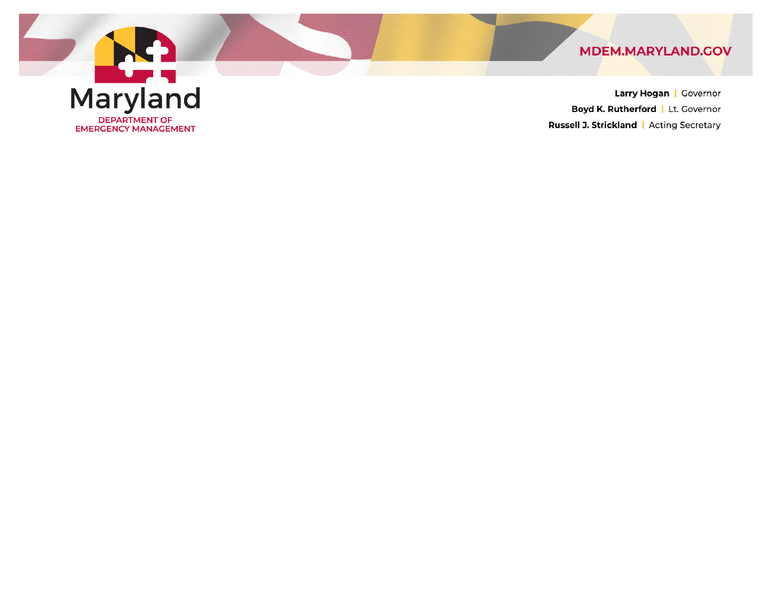Maryland

DEPARTMENT OF EMERGENCY MANAGEMENT

MDEM.MARYLAND.GOV

**Larry Hogan** | Governor

**Boyd K. Rutherford** | Lt. Governor

**Russell J. Strickland** | Acting Secretary